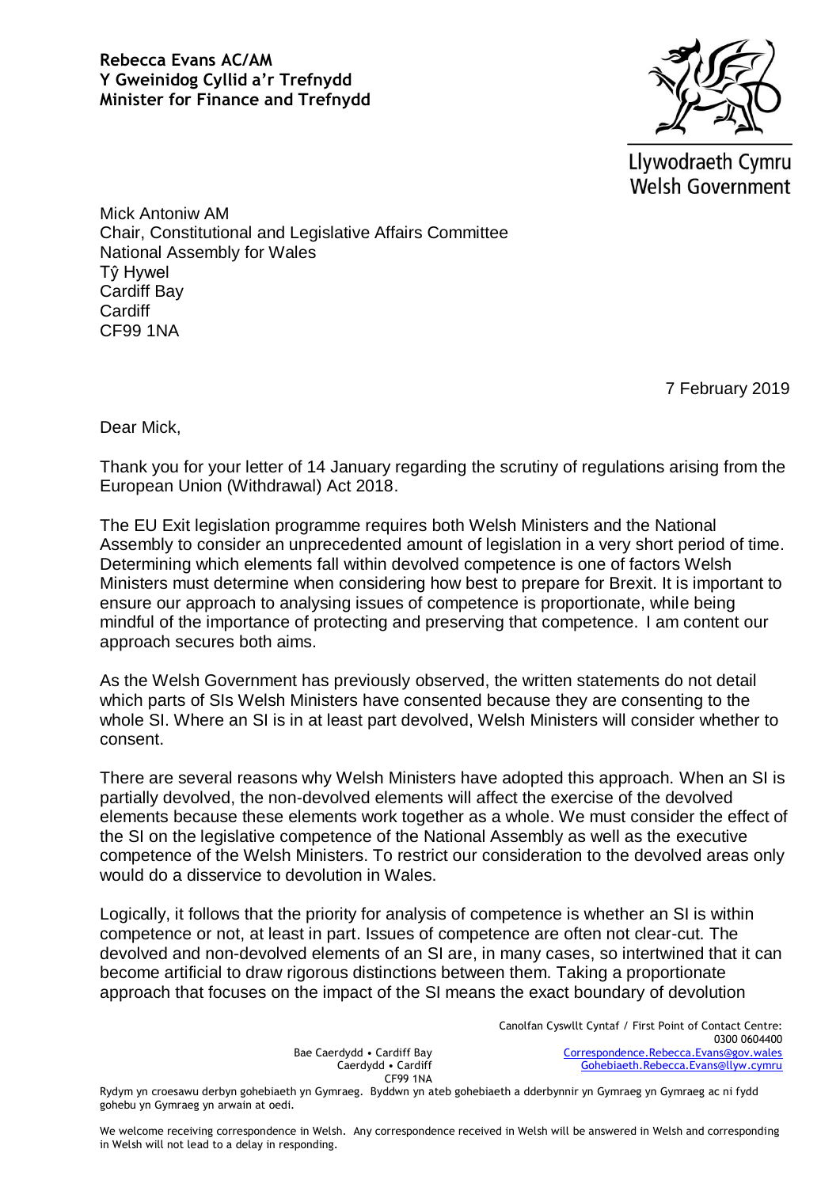**Rebecca Evans AC/AM**
**Y Gweinidog Cyllid a'r Trefnydd**
**Minister for Finance and Trefnydd**

Llywodraeth Cymru
Welsh Government

Mick Antoniw AM
Chair, Constitutional and Legislative Affairs Committee
National Assembly for Wales
Tŷ Hywel
Cardiff Bay
Cardiff
CF99 1NA

7 February 2019

Dear Mick,

Thank you for your letter of 14 January regarding the scrutiny of regulations arising from the European Union (Withdrawal) Act 2018.

The EU Exit legislation programme requires both Welsh Ministers and the National Assembly to consider an unprecedented amount of legislation in a very short period of time. Determining which elements fall within devolved competence is one of factors Welsh Ministers must determine when considering how best to prepare for Brexit. It is important to ensure our approach to analysing issues of competence is proportionate, while being mindful of the importance of protecting and preserving that competence. I am content our approach secures both aims.

As the Welsh Government has previously observed, the written statements do not detail which parts of SIs Welsh Ministers have consented because they are consenting to the whole SI. Where an SI is in at least part devolved, Welsh Ministers will consider whether to consent.

There are several reasons why Welsh Ministers have adopted this approach. When an SI is partially devolved, the non-devolved elements will affect the exercise of the devolved elements because these elements work together as a whole. We must consider the effect of the SI on the legislative competence of the National Assembly as well as the executive competence of the Welsh Ministers. To restrict our consideration to the devolved areas only would do a disservice to devolution in Wales.

Logically, it follows that the priority for analysis of competence is whether an SI is within competence or not, at least in part. Issues of competence are often not clear-cut. The devolved and non-devolved elements of an SI are, in many cases, so intertwined that it can become artificial to draw rigorous distinctions between them. Taking a proportionate approach that focuses on the impact of the SI means the exact boundary of devolution

Bae Caerdydd • Cardiff Bay
Caerdydd • Cardiff
CF99 1NA

Canolfan Cyswllt Cyntaf / First Point of Contact Centre:
0300 0604400
Correspondence.Rebecca.Evans@gov.wales
Gohebiaeth.Rebecca.Evans@llyw.cymru

Rydym yn croesawu derbyn gohebiaeth yn Gymraeg. Byddwn yn ateb gohebiaeth a dderbynnir yn Gymraeg yn Gymraeg ac ni fydd gohebu yn Gymraeg yn arwain at oedi.

We welcome receiving correspondence in Welsh. Any correspondence received in Welsh will be answered in Welsh and corresponding in Welsh will not lead to a delay in responding.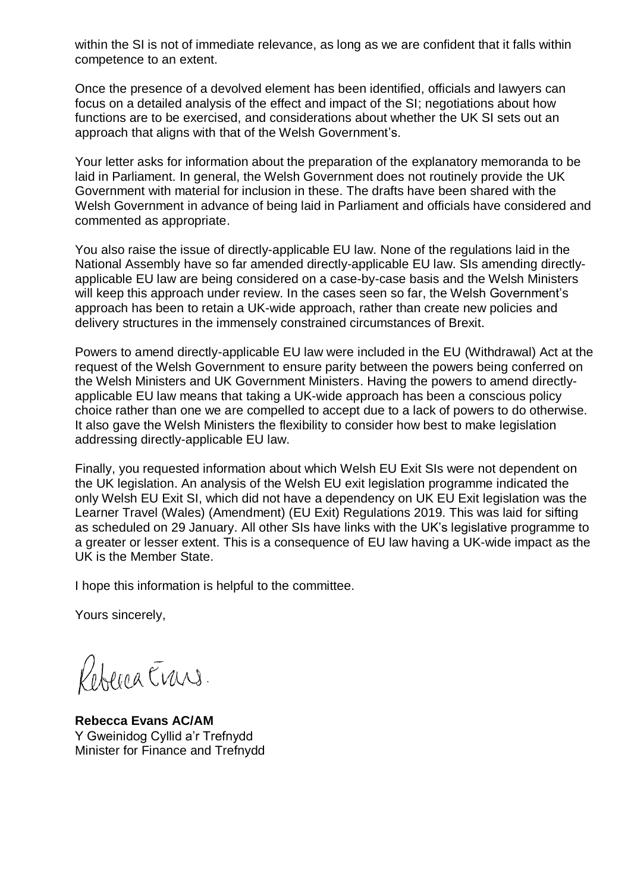within the SI is not of immediate relevance, as long as we are confident that it falls within competence to an extent.

Once the presence of a devolved element has been identified, officials and lawyers can focus on a detailed analysis of the effect and impact of the SI; negotiations about how functions are to be exercised, and considerations about whether the UK SI sets out an approach that aligns with that of the Welsh Government's.

Your letter asks for information about the preparation of the explanatory memoranda to be laid in Parliament. In general, the Welsh Government does not routinely provide the UK Government with material for inclusion in these. The drafts have been shared with the Welsh Government in advance of being laid in Parliament and officials have considered and commented as appropriate.

You also raise the issue of directly-applicable EU law. None of the regulations laid in the National Assembly have so far amended directly-applicable EU law. SIs amending directly-applicable EU law are being considered on a case-by-case basis and the Welsh Ministers will keep this approach under review. In the cases seen so far, the Welsh Government's approach has been to retain a UK-wide approach, rather than create new policies and delivery structures in the immensely constrained circumstances of Brexit.

Powers to amend directly-applicable EU law were included in the EU (Withdrawal) Act at the request of the Welsh Government to ensure parity between the powers being conferred on the Welsh Ministers and UK Government Ministers. Having the powers to amend directly-applicable EU law means that taking a UK-wide approach has been a conscious policy choice rather than one we are compelled to accept due to a lack of powers to do otherwise. It also gave the Welsh Ministers the flexibility to consider how best to make legislation addressing directly-applicable EU law.

Finally, you requested information about which Welsh EU Exit SIs were not dependent on the UK legislation. An analysis of the Welsh EU exit legislation programme indicated the only Welsh EU Exit SI, which did not have a dependency on UK EU Exit legislation was the Learner Travel (Wales) (Amendment) (EU Exit) Regulations 2019. This was laid for sifting as scheduled on 29 January. All other SIs have links with the UK's legislative programme to a greater or lesser extent. This is a consequence of EU law having a UK-wide impact as the UK is the Member State.

I hope this information is helpful to the committee.

Yours sincerely,

Rebecca Evans.

**Rebecca Evans AC/AM**
Y Gweinidog Cyllid a'r Trefnydd
Minister for Finance and Trefnydd